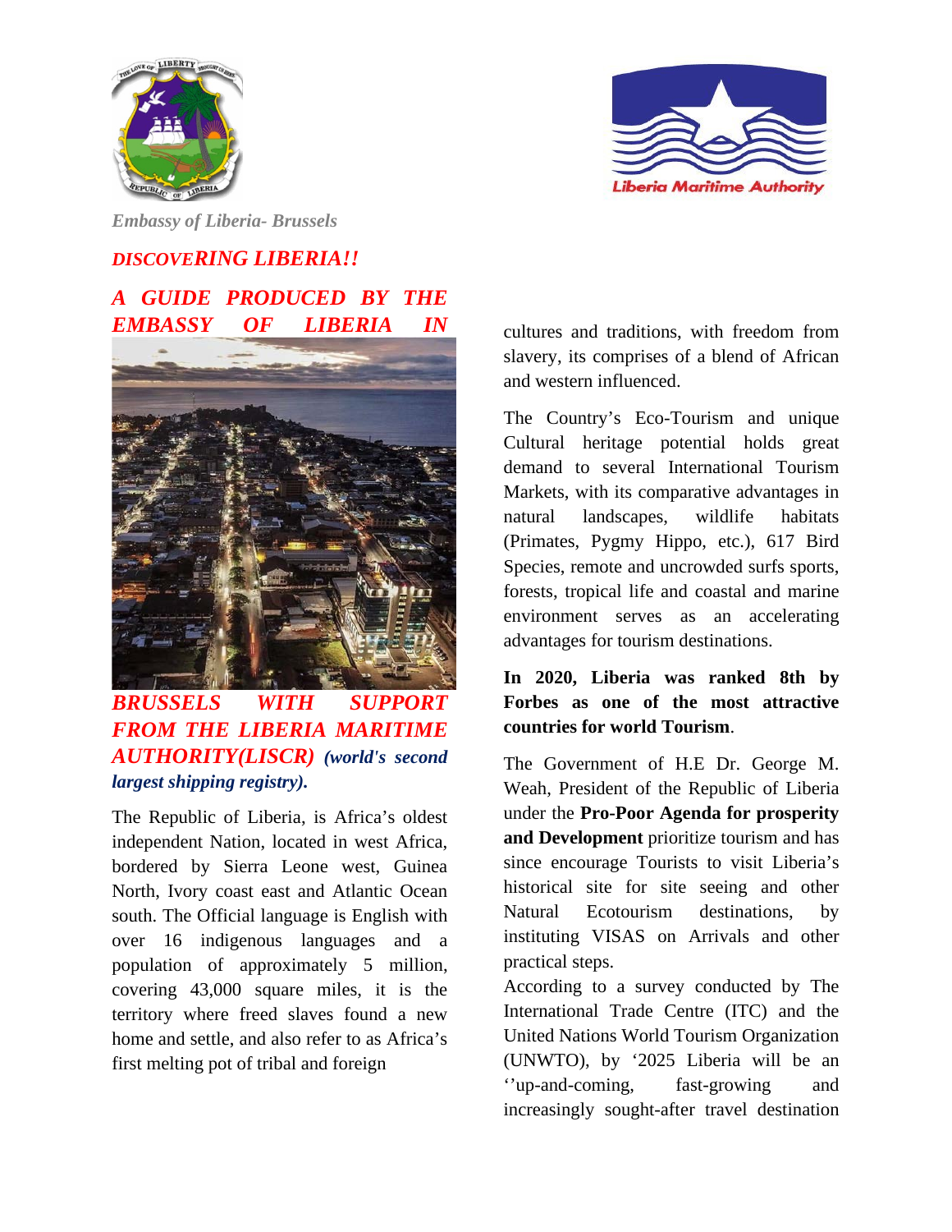*Embassy of Liberia- Brussels*

# *DISCOVERING LIBERIA!!*

## *A GUIDE PRODUCED BY THE EMBASSY OF LIBERIA IN BRUSSELS WITH SUPPORT FROM THE LIBERIA MARITIME AUTHORITY(LISCR) (world's second largest shipping registry).*

The Republic of Liberia, is Africa's oldest independent Nation, located in west Africa, bordered by Sierra Leone west, Guinea North, Ivory coast east and Atlantic Ocean south. The Official language is English with over 16 indigenous languages and a population of approximately 5 million, covering 43,000 square miles, it is the territory where freed slaves found a new home and settle, and also refer to as Africa's first melting pot of tribal and foreign cultures and traditions, with freedom from slavery, its comprises of a blend of African and western influenced.

The Country's Eco-Tourism and unique Cultural heritage potential holds great demand to several International Tourism Markets, with its comparative advantages in natural landscapes, wildlife habitats (Primates, Pygmy Hippo, etc.), 617 Bird Species, remote and uncrowded surfs sports, forests, tropical life and coastal and marine environment serves as an accelerating advantages for tourism destinations.

**In 2020, Liberia was ranked 8th by Forbes as one of the most attractive countries for world Tourism**.

The Government of H.E Dr. George M. Weah, President of the Republic of Liberia under the **Pro-Poor Agenda for prosperity and Development** prioritize tourism and has since encourage Tourists to visit Liberia's historical site for site seeing and other Natural Ecotourism destinations, by instituting VISAS on Arrivals and other practical steps.

According to a survey conducted by The International Trade Centre (ITC) and the United Nations World Tourism Organization (UNWTO), by '2025 Liberia will be an ''up-and-coming, fast-growing and increasingly sought-after travel destination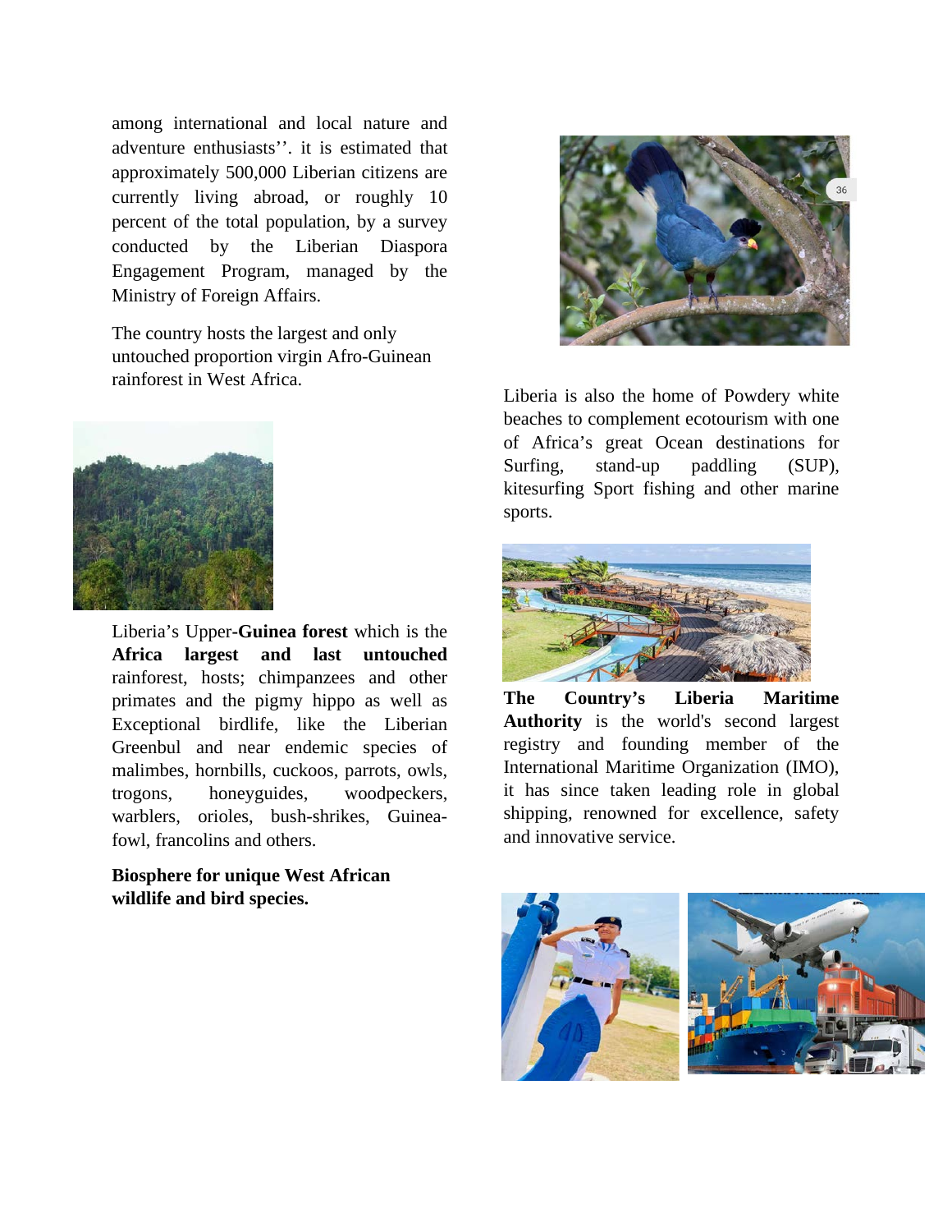among international and local nature and adventure enthusiasts''. it is estimated that approximately 500,000 Liberian citizens are currently living abroad, or roughly 10 percent of the total population, by a survey conducted by the Liberian Diaspora Engagement Program, managed by the Ministry of Foreign Affairs.

The country hosts the largest and only untouched proportion virgin Afro-Guinean rainforest in West Africa.

Liberia's Upper-**Guinea forest** which is the **Africa largest and last untouched** rainforest, hosts; chimpanzees and other primates and the pigmy hippo as well as Exceptional birdlife, like the Liberian Greenbul and near endemic species of malimbes, hornbills, cuckoos, parrots, owls, trogons, honeyguides, woodpeckers, warblers, orioles, bush-shrikes, Guinea-fowl, francolins and others.

**Biosphere for unique West African wildlife and bird species.**

Liberia is also the home of Powdery white beaches to complement ecotourism with one of Africa's great Ocean destinations for Surfing, stand-up paddling (SUP), kitesurfing Sport fishing and other marine sports.

**The Country's Liberia Maritime Authority** is the world's second largest registry and founding member of the International Maritime Organization (IMO), it has since taken leading role in global shipping, renowned for excellence, safety and innovative service.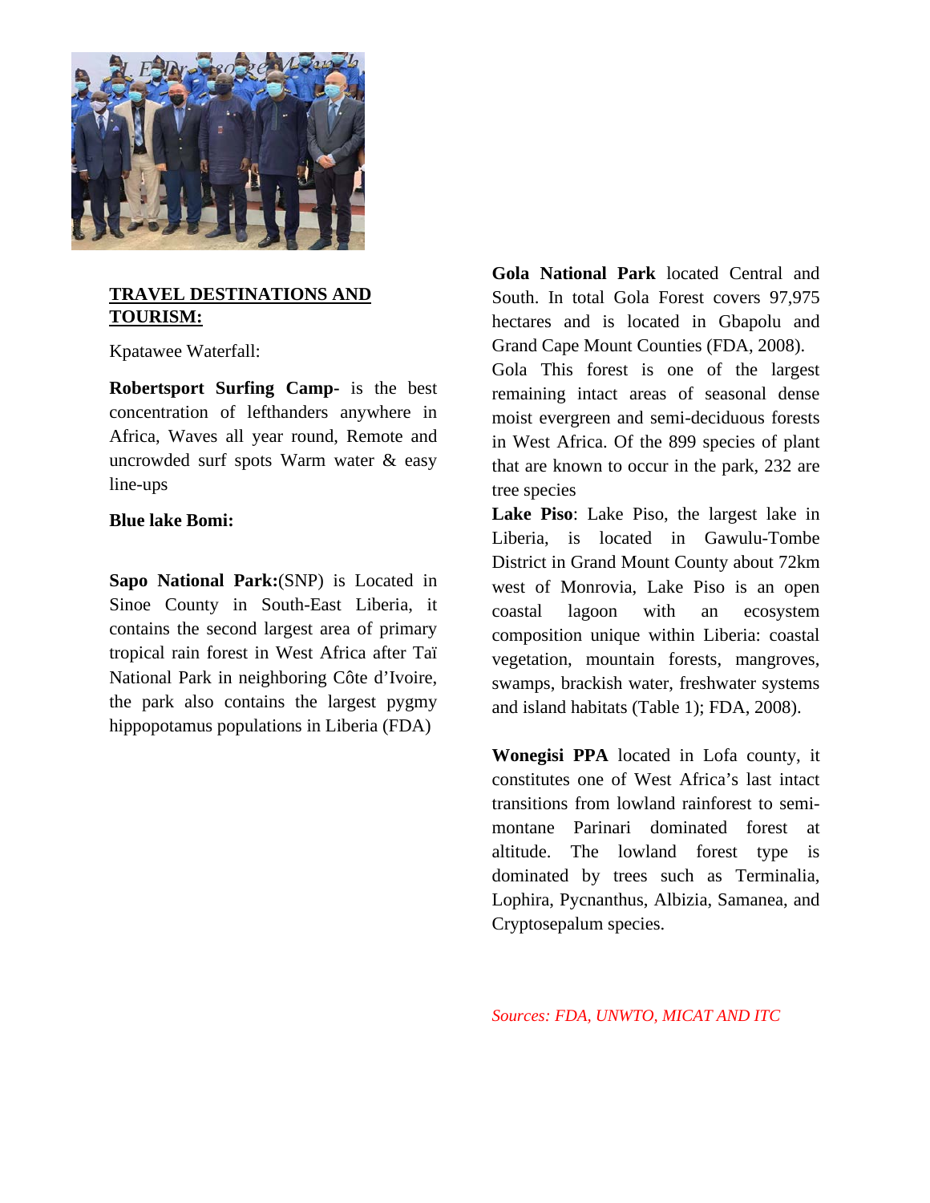## TRAVEL DESTINATIONS AND TOURISM:

Kpatawee Waterfall:

**Robertsport Surfing Camp-** is the best concentration of lefthanders anywhere in Africa, Waves all year round, Remote and uncrowded surf spots Warm water & easy line-ups

**Blue lake Bomi:**

**Sapo National Park:**(SNP) is Located in Sinoe County in South-East Liberia, it contains the second largest area of primary tropical rain forest in West Africa after Taï National Park in neighboring Côte d'Ivoire, the park also contains the largest pygmy hippopotamus populations in Liberia (FDA)

**Gola National Park** located Central and South. In total Gola Forest covers 97,975 hectares and is located in Gbapolu and Grand Cape Mount Counties (FDA, 2008). Gola This forest is one of the largest remaining intact areas of seasonal dense moist evergreen and semi-deciduous forests in West Africa. Of the 899 species of plant that are known to occur in the park, 232 are tree species

**Lake Piso**: Lake Piso, the largest lake in Liberia, is located in Gawulu-Tombe District in Grand Mount County about 72km west of Monrovia, Lake Piso is an open coastal lagoon with an ecosystem composition unique within Liberia: coastal vegetation, mountain forests, mangroves, swamps, brackish water, freshwater systems and island habitats (Table 1); FDA, 2008).

**Wonegisi PPA** located in Lofa county, it constitutes one of West Africa's last intact transitions from lowland rainforest to semi-montane Parinari dominated forest at altitude. The lowland forest type is dominated by trees such as Terminalia, Lophira, Pycnanthus, Albizia, Samanea, and Cryptosepalum species.

*Sources: FDA, UNWTO, MICAT AND ITC*